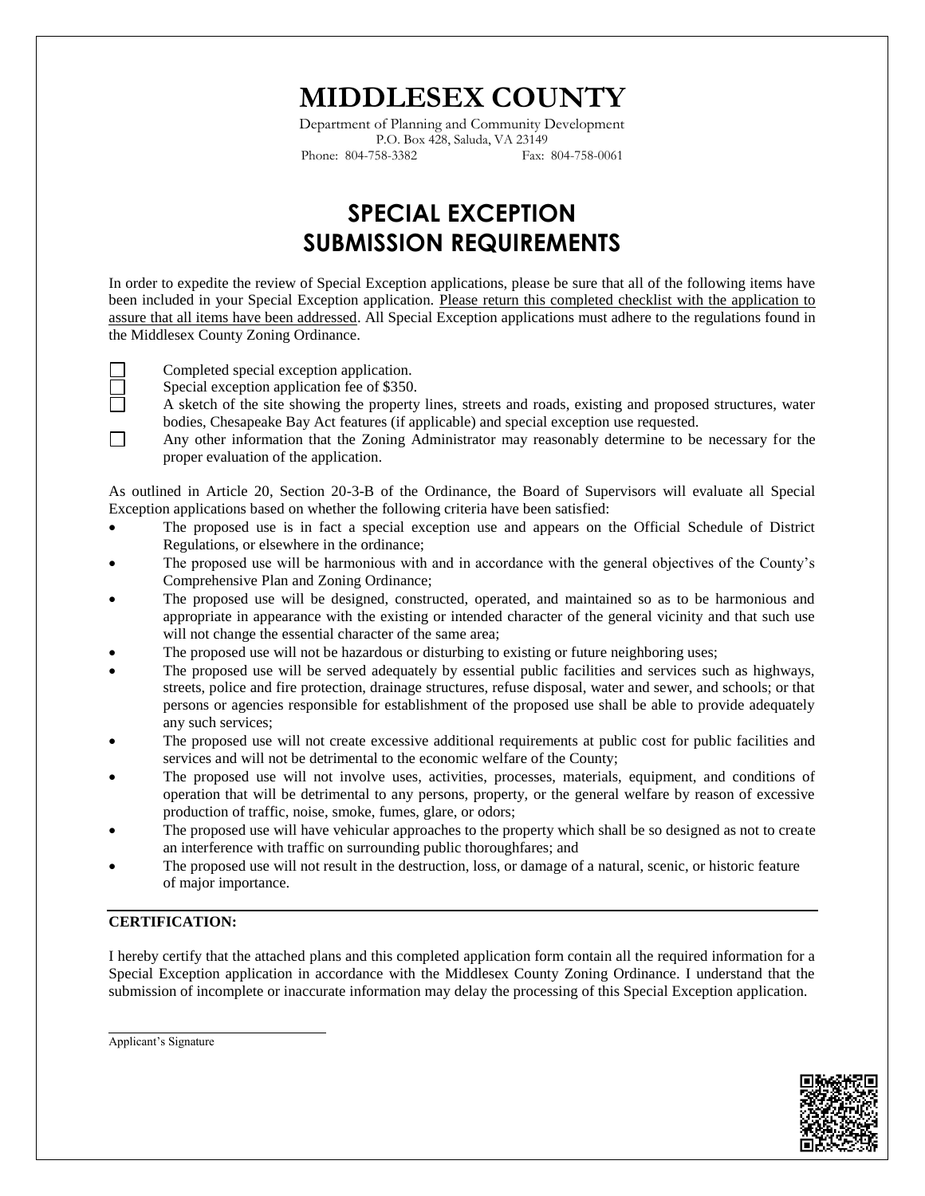# MIDDLESEX COUNTY

Department of Planning and Community Development
P.O. Box 428, Saluda, VA 23149
Phone: 804-758-3382 Fax: 804-758-0061

## SPECIAL EXCEPTION SUBMISSION REQUIREMENTS

In order to expedite the review of Special Exception applications, please be sure that all of the following items have been included in your Special Exception application. Please return this completed checklist with the application to assure that all items have been addressed. All Special Exception applications must adhere to the regulations found in the Middlesex County Zoning Ordinance.

- ☐ Completed special exception application.
- ☐ Special exception application fee of $350.
- ☐ A sketch of the site showing the property lines, streets and roads, existing and proposed structures, water bodies, Chesapeake Bay Act features (if applicable) and special exception use requested.
- ☐ Any other information that the Zoning Administrator may reasonably determine to be necessary for the proper evaluation of the application.

As outlined in Article 20, Section 20-3-B of the Ordinance, the Board of Supervisors will evaluate all Special Exception applications based on whether the following criteria have been satisfied:

- The proposed use is in fact a special exception use and appears on the Official Schedule of District Regulations, or elsewhere in the ordinance;
- The proposed use will be harmonious with and in accordance with the general objectives of the County's Comprehensive Plan and Zoning Ordinance;
- The proposed use will be designed, constructed, operated, and maintained so as to be harmonious and appropriate in appearance with the existing or intended character of the general vicinity and that such use will not change the essential character of the same area;
- The proposed use will not be hazardous or disturbing to existing or future neighboring uses;
- The proposed use will be served adequately by essential public facilities and services such as highways, streets, police and fire protection, drainage structures, refuse disposal, water and sewer, and schools; or that persons or agencies responsible for establishment of the proposed use shall be able to provide adequately any such services;
- The proposed use will not create excessive additional requirements at public cost for public facilities and services and will not be detrimental to the economic welfare of the County;
- The proposed use will not involve uses, activities, processes, materials, equipment, and conditions of operation that will be detrimental to any persons, property, or the general welfare by reason of excessive production of traffic, noise, smoke, fumes, glare, or odors;
- The proposed use will have vehicular approaches to the property which shall be so designed as not to create an interference with traffic on surrounding public thoroughfares; and
- The proposed use will not result in the destruction, loss, or damage of a natural, scenic, or historic feature of major importance.

---

**CERTIFICATION:**

I hereby certify that the attached plans and this completed application form contain all the required information for a Special Exception application in accordance with the Middlesex County Zoning Ordinance. I understand that the submission of incomplete or inaccurate information may delay the processing of this Special Exception application.

______________________________
Applicant's Signature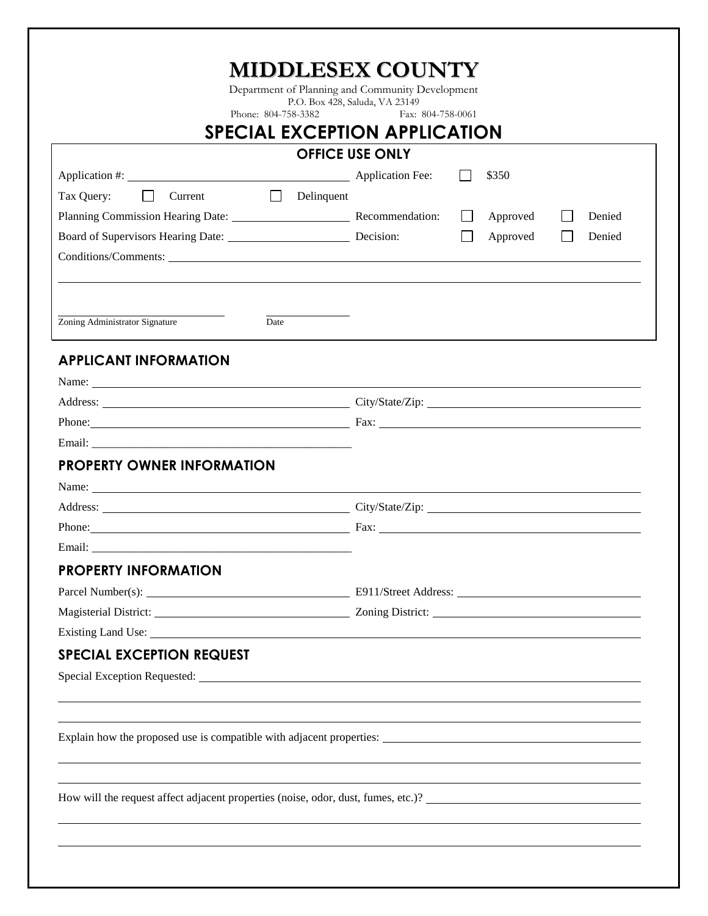# MIDDLESEX COUNTY

Department of Planning and Community Development
P.O. Box 428, Saluda, VA 23149
Phone: 804-758-3382 Fax: 804-758-0061

## SPECIAL EXCEPTION APPLICATION

### OFFICE USE ONLY

Application #: ____________________ Application Fee: ☐ $350

Tax Query: ☐ Current ☐ Delinquent

Planning Commission Hearing Date: ____________________ Recommendation: ☐ Approved ☐ Denied

Board of Supervisors Hearing Date: ____________________ Decision: ☐ Approved ☐ Denied

Conditions/Comments: ____________________

____________________

____________________ ____________________
Zoning Administrator Signature Date

### APPLICANT INFORMATION

Name: ____________________

Address: ____________________ City/State/Zip: ____________________

Phone: ____________________ Fax: ____________________

Email: ____________________

### PROPERTY OWNER INFORMATION

Name: ____________________

Address: ____________________ City/State/Zip: ____________________

Phone: ____________________ Fax: ____________________

Email: ____________________

### PROPERTY INFORMATION

Parcel Number(s): ____________________ E911/Street Address: ____________________

Magisterial District: ____________________ Zoning District: ____________________

Existing Land Use: ____________________

### SPECIAL EXCEPTION REQUEST

Special Exception Requested: ____________________

____________________

____________________

Explain how the proposed use is compatible with adjacent properties: ____________________

____________________

____________________

How will the request affect adjacent properties (noise, odor, dust, fumes, etc.)? ____________________

____________________

____________________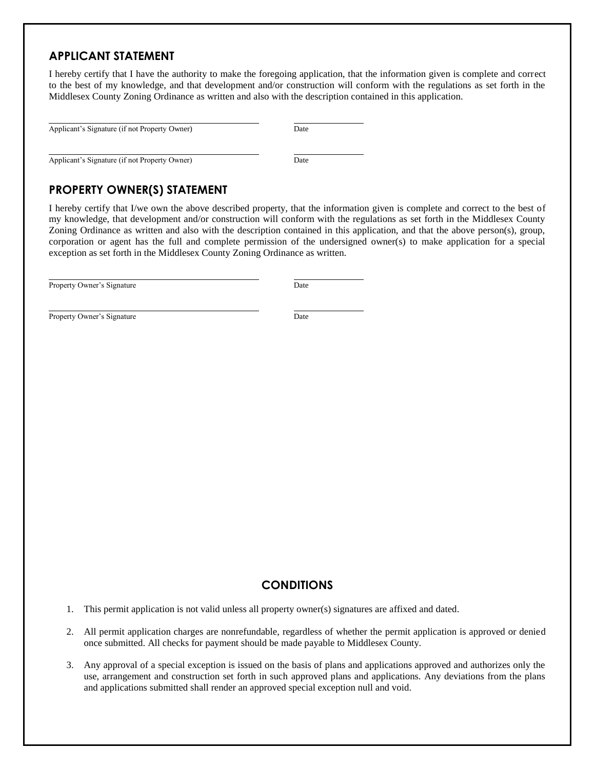## APPLICANT STATEMENT

I hereby certify that I have the authority to make the foregoing application, that the information given is complete and correct to the best of my knowledge, and that development and/or construction will conform with the regulations as set forth in the Middlesex County Zoning Ordinance as written and also with the description contained in this application.

Applicant's Signature (if not Property Owner) _______________ Date _______________

Applicant's Signature (if not Property Owner) _______________ Date _______________

## PROPERTY OWNER(S) STATEMENT

I hereby certify that I/we own the above described property, that the information given is complete and correct to the best of my knowledge, that development and/or construction will conform with the regulations as set forth in the Middlesex County Zoning Ordinance as written and also with the description contained in this application, and that the above person(s), group, corporation or agent has the full and complete permission of the undersigned owner(s) to make application for a special exception as set forth in the Middlesex County Zoning Ordinance as written.

Property Owner's Signature _______________ Date _______________

Property Owner's Signature _______________ Date _______________

## CONDITIONS

1. This permit application is not valid unless all property owner(s) signatures are affixed and dated.
2. All permit application charges are nonrefundable, regardless of whether the permit application is approved or denied once submitted. All checks for payment should be made payable to Middlesex County.
3. Any approval of a special exception is issued on the basis of plans and applications approved and authorizes only the use, arrangement and construction set forth in such approved plans and applications. Any deviations from the plans and applications submitted shall render an approved special exception null and void.